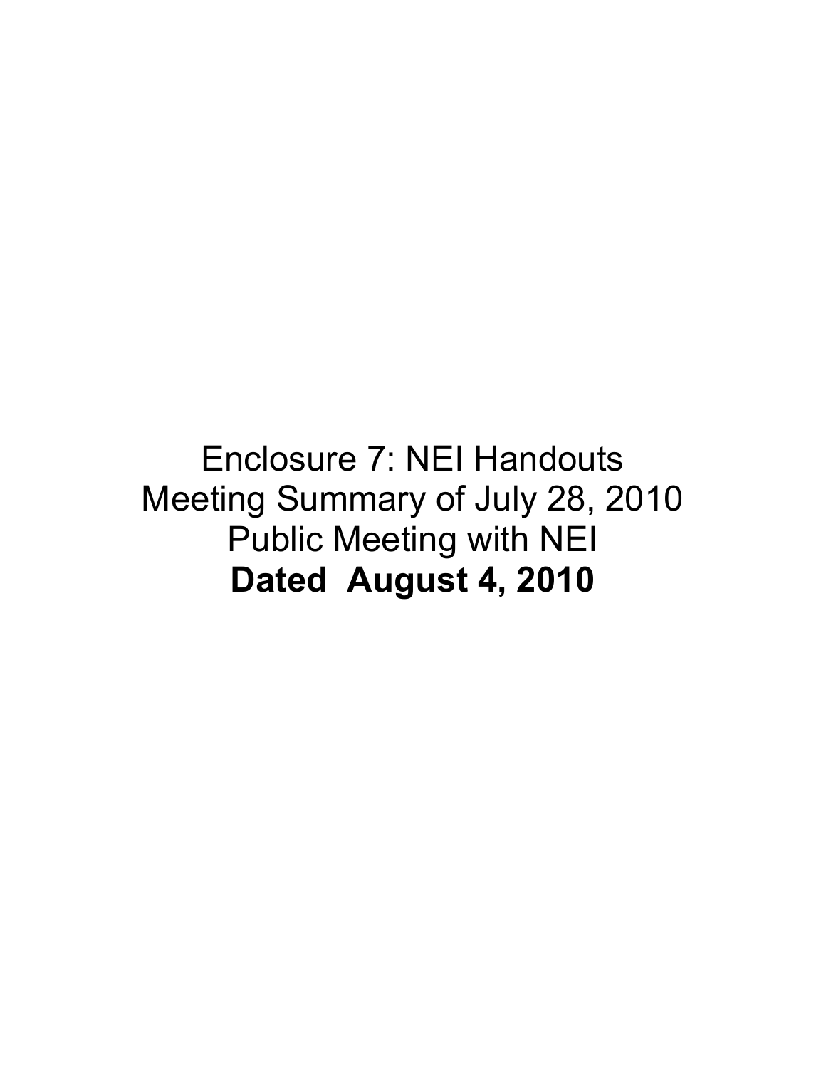Enclosure 7: NEI Handouts
Meeting Summary of July 28, 2010
Public Meeting with NEI
**Dated August 4, 2010**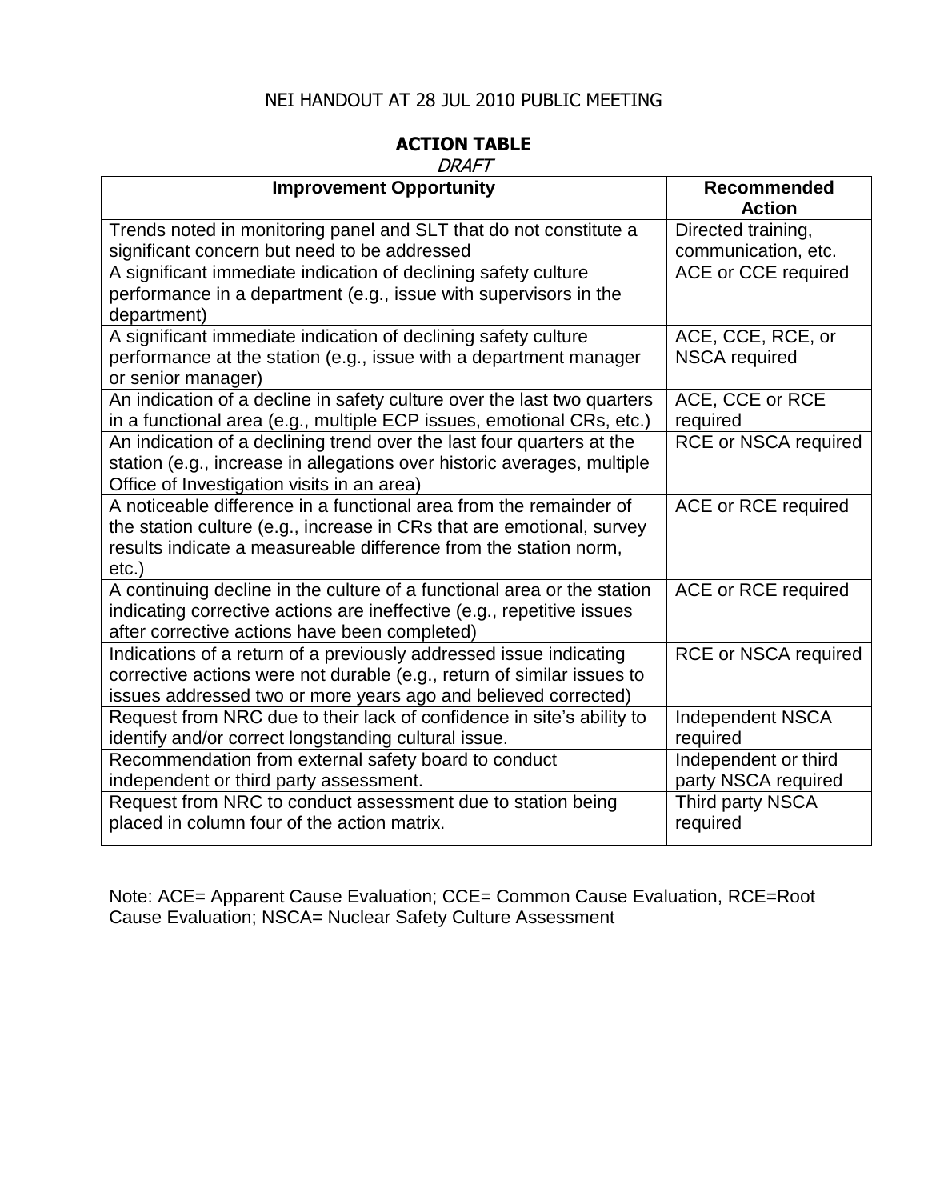NEI HANDOUT AT 28 JUL 2010 PUBLIC MEETING

## ACTION TABLE

*DRAFT*

| Improvement Opportunity | Recommended Action |
|---|---|
| Trends noted in monitoring panel and SLT that do not constitute a significant concern but need to be addressed | Directed training, communication, etc. |
| A significant immediate indication of declining safety culture performance in a department (e.g., issue with supervisors in the department) | ACE or CCE required |
| A significant immediate indication of declining safety culture performance at the station (e.g., issue with a department manager or senior manager) | ACE, CCE, RCE, or NSCA required |
| An indication of a decline in safety culture over the last two quarters in a functional area (e.g., multiple ECP issues, emotional CRs, etc.) | ACE, CCE or RCE required |
| An indication of a declining trend over the last four quarters at the station (e.g., increase in allegations over historic averages, multiple Office of Investigation visits in an area) | RCE or NSCA required |
| A noticeable difference in a functional area from the remainder of the station culture (e.g., increase in CRs that are emotional, survey results indicate a measureable difference from the station norm, etc.) | ACE or RCE required |
| A continuing decline in the culture of a functional area or the station indicating corrective actions are ineffective (e.g., repetitive issues after corrective actions have been completed) | ACE or RCE required |
| Indications of a return of a previously addressed issue indicating corrective actions were not durable (e.g., return of similar issues to issues addressed two or more years ago and believed corrected) | RCE or NSCA required |
| Request from NRC due to their lack of confidence in site's ability to identify and/or correct longstanding cultural issue. | Independent NSCA required |
| Recommendation from external safety board to conduct independent or third party assessment. | Independent or third party NSCA required |
| Request from NRC to conduct assessment due to station being placed in column four of the action matrix. | Third party NSCA required |

Note: ACE= Apparent Cause Evaluation; CCE= Common Cause Evaluation, RCE=Root Cause Evaluation; NSCA= Nuclear Safety Culture Assessment